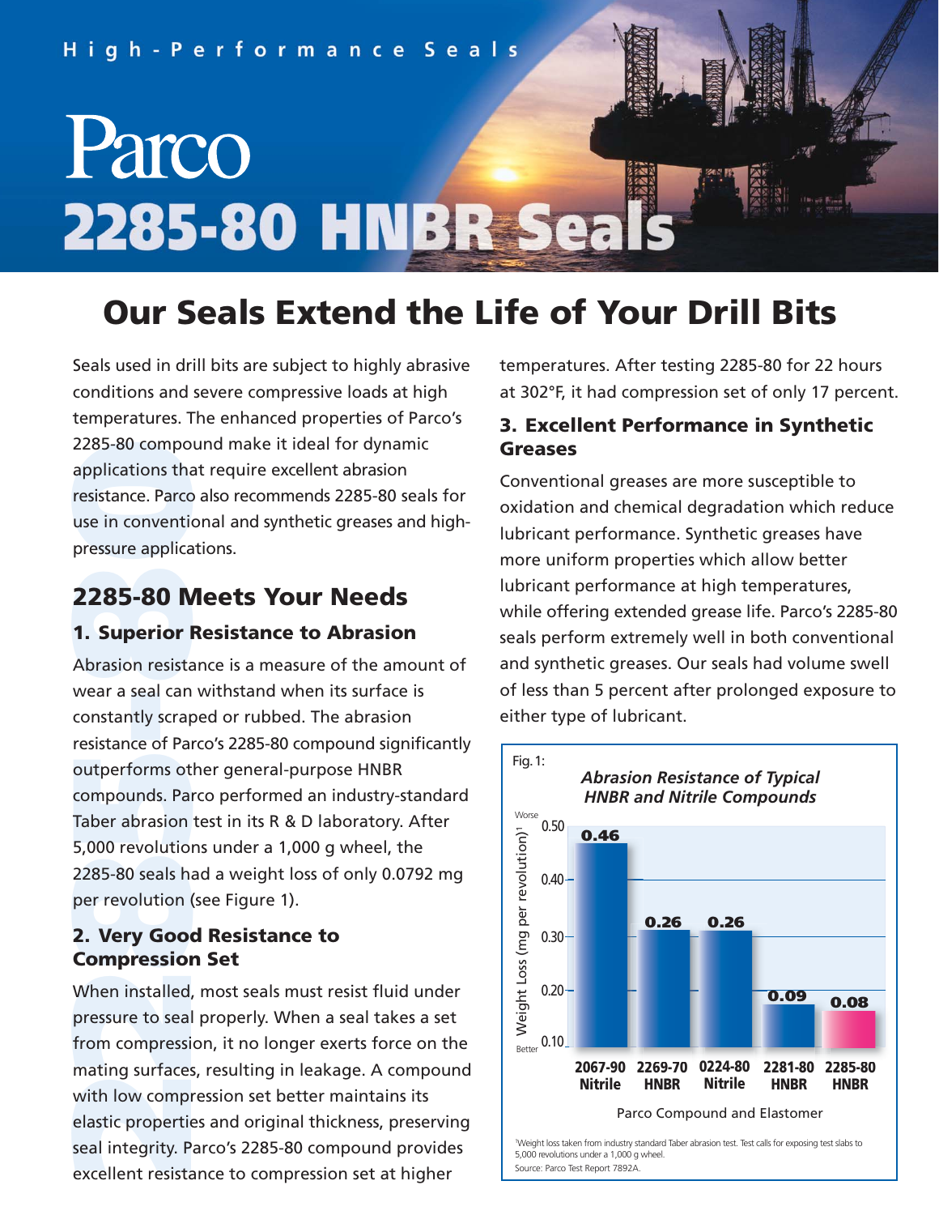High-Performance Seals

# Parco 2285-80 HNBR Seals

## Our Seals Extend the Life of Your Drill Bits

Seals used in drill bits are subject to highly abrasive conditions and severe compressive loads at high temperatures. The enhanced properties of Parco's 2285-80 compound make it ideal for dynamic applications that require excellent abrasion resistance. Parco also recommends 2285-80 seals for use in conventional and synthetic greases and high-pressure applications.

## 2285-80 Meets Your Needs

### 1. Superior Resistance to Abrasion

Abrasion resistance is a measure of the amount of wear a seal can withstand when its surface is constantly scraped or rubbed. The abrasion resistance of Parco's 2285-80 compound significantly outperforms other general-purpose HNBR compounds. Parco performed an industry-standard Taber abrasion test in its R & D laboratory. After 5,000 revolutions under a 1,000 g wheel, the 2285-80 seals had a weight loss of only 0.0792 mg per revolution (see Figure 1).

### 2. Very Good Resistance to Compression Set

When installed, most seals must resist fluid under pressure to seal properly. When a seal takes a set from compression, it no longer exerts force on the mating surfaces, resulting in leakage. A compound with low compression set better maintains its elastic properties and original thickness, preserving seal integrity. Parco's 2285-80 compound provides excellent resistance to compression set at higher temperatures. After testing 2285-80 for 22 hours at 302°F, it had compression set of only 17 percent.

### 3. Excellent Performance in Synthetic Greases

Conventional greases are more susceptible to oxidation and chemical degradation which reduce lubricant performance. Synthetic greases have more uniform properties which allow better lubricant performance at high temperatures, while offering extended grease life. Parco's 2285-80 seals perform extremely well in both conventional and synthetic greases. Our seals had volume swell of less than 5 percent after prolonged exposure to either type of lubricant.

Fig. 1: *Abrasion Resistance of Typical HNBR and Nitrile Compounds*

| Parco Compound and Elastomer | Weight Loss (mg per revolution)[1] |
|---|---|
| 2067-90 Nitrile | 0.46 |
| 2269-70 HNBR | 0.26 |
| 0224-80 Nitrile | 0.26 |
| 2281-80 HNBR | 0.09 |
| 2285-80 HNBR | 0.08 |

(Higher = Worse; Lower = Better)

[1]Weight loss taken from industry standard Taber abrasion test. Test calls for exposing test slabs to 5,000 revolutions under a 1,000 g wheel.
Source: Parco Test Report 7892A.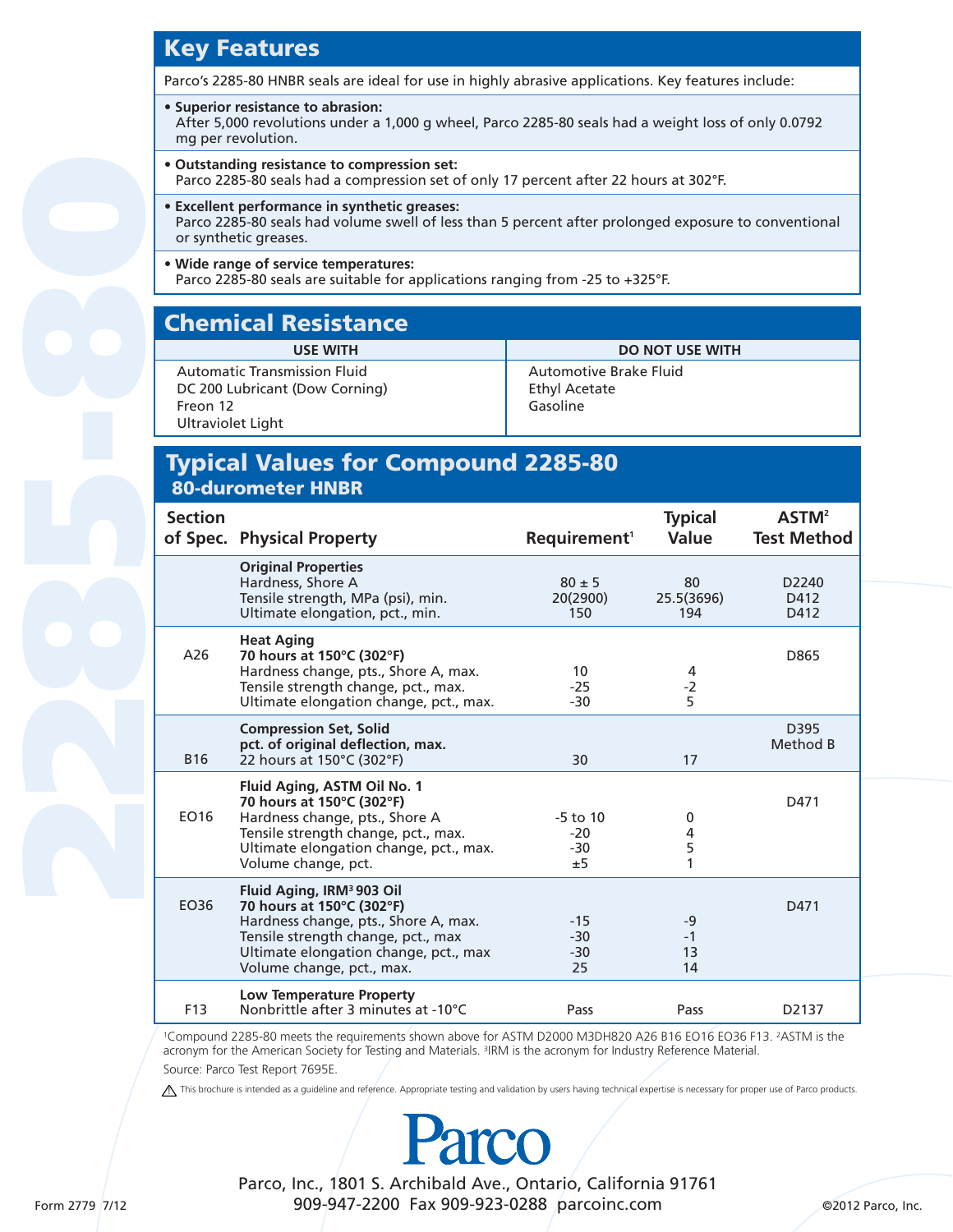## Key Features

Parco's 2285-80 HNBR seals are ideal for use in highly abrasive applications. Key features include:

- **Superior resistance to abrasion:**
  After 5,000 revolutions under a 1,000 g wheel, Parco 2285-80 seals had a weight loss of only 0.0792 mg per revolution.
- **Outstanding resistance to compression set:**
  Parco 2285-80 seals had a compression set of only 17 percent after 22 hours at 302°F.
- **Excellent performance in synthetic greases:**
  Parco 2285-80 seals had volume swell of less than 5 percent after prolonged exposure to conventional or synthetic greases.
- **Wide range of service temperatures:**
  Parco 2285-80 seals are suitable for applications ranging from -25 to +325°F.

## Chemical Resistance

| USE WITH | DO NOT USE WITH |
|---|---|
| Automatic Transmission Fluid | Automotive Brake Fluid |
| DC 200 Lubricant (Dow Corning) | Ethyl Acetate |
| Freon 12 | Gasoline |
| Ultraviolet Light | |

## Typical Values for Compound 2285-80

### 80-durometer HNBR

| Section of Spec. | Physical Property | Requirement[1] | Typical Value | ASTM[2] Test Method |
|---|---|---|---|---|
| | **Original Properties** | | | |
| | Hardness, Shore A | 80 ± 5 | 80 | D2240 |
| | Tensile strength, MPa (psi), min. | 20(2900) | 25.5(3696) | D412 |
| | Ultimate elongation, pct., min. | 150 | 194 | D412 |
| A26 | **Heat Aging** **70 hours at 150°C (302°F)** | | | D865 |
| | Hardness change, pts., Shore A, max. | 10 | 4 | |
| | Tensile strength change, pct., max. | -25 | -2 | |
| | Ultimate elongation change, pct., max. | -30 | 5 | |
| B16 | **Compression Set, Solid** **pct. of original deflection, max.** 22 hours at 150°C (302°F) | 30 | 17 | D395 Method B |
| EO16 | **Fluid Aging, ASTM Oil No. 1** **70 hours at 150°C (302°F)** | | | D471 |
| | Hardness change, pts., Shore A | -5 to 10 | 0 | |
| | Tensile strength change, pct., max. | -20 | 4 | |
| | Ultimate elongation change, pct., max. | -30 | 5 | |
| | Volume change, pct. | ±5 | 1 | |
| EO36 | **Fluid Aging, IRM[3] 903 Oil** **70 hours at 150°C (302°F)** | | | D471 |
| | Hardness change, pts., Shore A, max. | -15 | -9 | |
| | Tensile strength change, pct., max | -30 | -1 | |
| | Ultimate elongation change, pct., max | -30 | 13 | |
| | Volume change, pct., max. | 25 | 14 | |
| F13 | **Low Temperature Property** Nonbrittle after 3 minutes at -10°C | Pass | Pass | D2137 |

[1]Compound 2285-80 meets the requirements shown above for ASTM D2000 M3DH820 A26 B16 EO16 EO36 F13. [2]ASTM is the acronym for the American Society for Testing and Materials. [3]IRM is the acronym for Industry Reference Material.

Source: Parco Test Report 7695E.

⚠ This brochure is intended as a guideline and reference. Appropriate testing and validation by users having technical expertise is necessary for proper use of Parco products.

Parco

Parco, Inc., 1801 S. Archibald Ave., Ontario, California 91761
909-947-2200 Fax 909-923-0288 parcoinc.com

Form 2779 7/12

©2012 Parco, Inc.